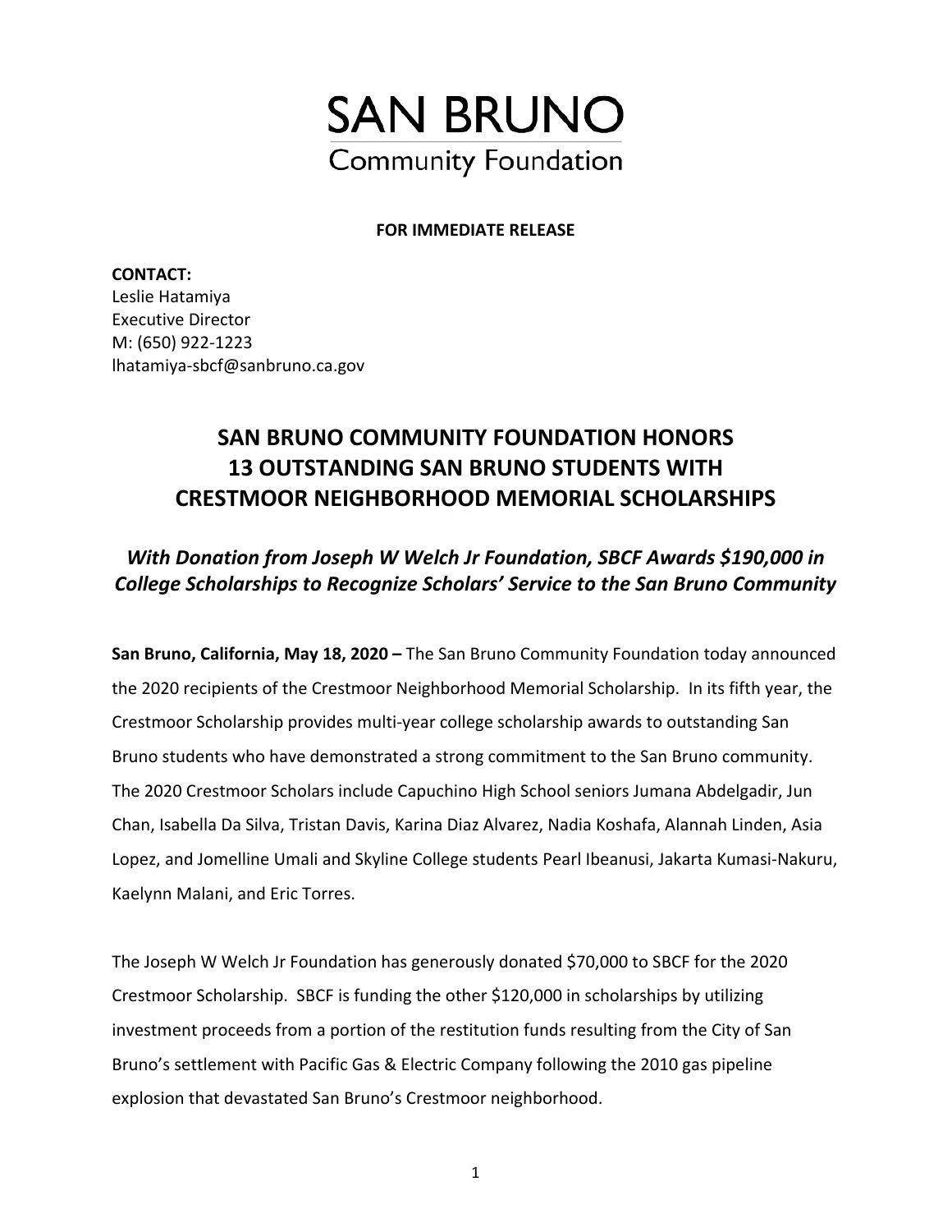# SAN BRUNO

Community Foundation

**FOR IMMEDIATE RELEASE**

**CONTACT:**
Leslie Hatamiya
Executive Director
M: (650) 922-1223
lhatamiya-sbcf@sanbruno.ca.gov

## SAN BRUNO COMMUNITY FOUNDATION HONORS 13 OUTSTANDING SAN BRUNO STUDENTS WITH CRESTMOOR NEIGHBORHOOD MEMORIAL SCHOLARSHIPS

### *With Donation from Joseph W Welch Jr Foundation, SBCF Awards $190,000 in College Scholarships to Recognize Scholars' Service to the San Bruno Community*

**San Bruno, California, May 18, 2020 –** The San Bruno Community Foundation today announced the 2020 recipients of the Crestmoor Neighborhood Memorial Scholarship. In its fifth year, the Crestmoor Scholarship provides multi-year college scholarship awards to outstanding San Bruno students who have demonstrated a strong commitment to the San Bruno community. The 2020 Crestmoor Scholars include Capuchino High School seniors Jumana Abdelgadir, Jun Chan, Isabella Da Silva, Tristan Davis, Karina Diaz Alvarez, Nadia Koshafa, Alannah Linden, Asia Lopez, and Jomelline Umali and Skyline College students Pearl Ibeanusi, Jakarta Kumasi-Nakuru, Kaelynn Malani, and Eric Torres.

The Joseph W Welch Jr Foundation has generously donated $70,000 to SBCF for the 2020 Crestmoor Scholarship. SBCF is funding the other $120,000 in scholarships by utilizing investment proceeds from a portion of the restitution funds resulting from the City of San Bruno's settlement with Pacific Gas & Electric Company following the 2010 gas pipeline explosion that devastated San Bruno's Crestmoor neighborhood.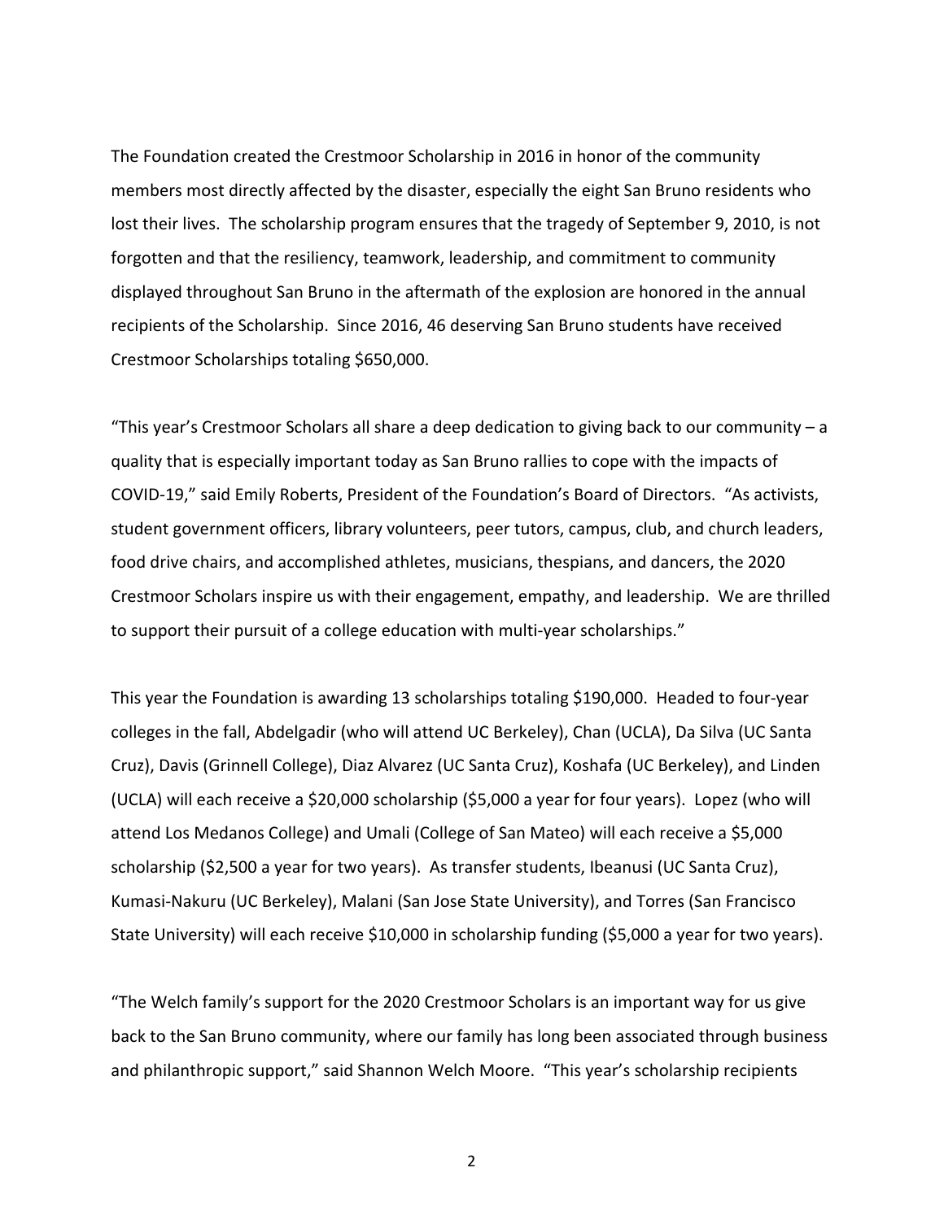The Foundation created the Crestmoor Scholarship in 2016 in honor of the community members most directly affected by the disaster, especially the eight San Bruno residents who lost their lives. The scholarship program ensures that the tragedy of September 9, 2010, is not forgotten and that the resiliency, teamwork, leadership, and commitment to community displayed throughout San Bruno in the aftermath of the explosion are honored in the annual recipients of the Scholarship. Since 2016, 46 deserving San Bruno students have received Crestmoor Scholarships totaling $650,000.

"This year's Crestmoor Scholars all share a deep dedication to giving back to our community – a quality that is especially important today as San Bruno rallies to cope with the impacts of COVID-19," said Emily Roberts, President of the Foundation's Board of Directors. "As activists, student government officers, library volunteers, peer tutors, campus, club, and church leaders, food drive chairs, and accomplished athletes, musicians, thespians, and dancers, the 2020 Crestmoor Scholars inspire us with their engagement, empathy, and leadership. We are thrilled to support their pursuit of a college education with multi-year scholarships."

This year the Foundation is awarding 13 scholarships totaling $190,000. Headed to four-year colleges in the fall, Abdelgadir (who will attend UC Berkeley), Chan (UCLA), Da Silva (UC Santa Cruz), Davis (Grinnell College), Diaz Alvarez (UC Santa Cruz), Koshafa (UC Berkeley), and Linden (UCLA) will each receive a $20,000 scholarship ($5,000 a year for four years). Lopez (who will attend Los Medanos College) and Umali (College of San Mateo) will each receive a $5,000 scholarship ($2,500 a year for two years). As transfer students, Ibeanusi (UC Santa Cruz), Kumasi-Nakuru (UC Berkeley), Malani (San Jose State University), and Torres (San Francisco State University) will each receive $10,000 in scholarship funding ($5,000 a year for two years).

"The Welch family's support for the 2020 Crestmoor Scholars is an important way for us give back to the San Bruno community, where our family has long been associated through business and philanthropic support," said Shannon Welch Moore. "This year's scholarship recipients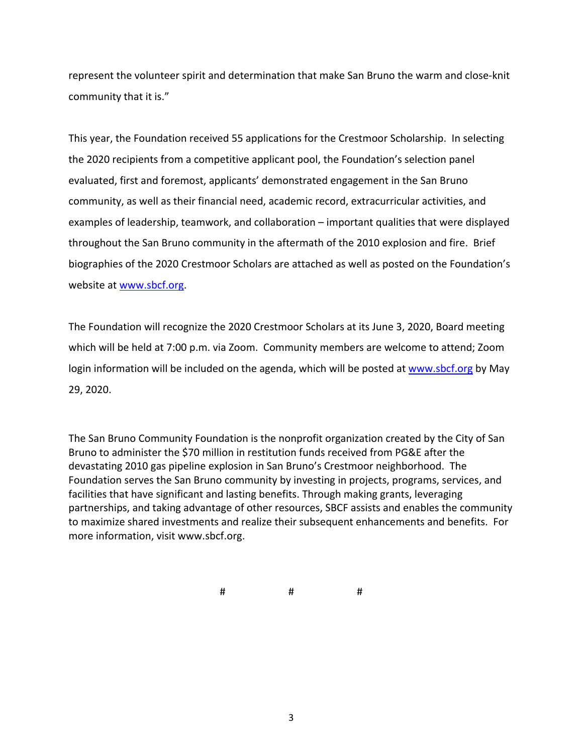represent the volunteer spirit and determination that make San Bruno the warm and close-knit community that it is."

This year, the Foundation received 55 applications for the Crestmoor Scholarship. In selecting the 2020 recipients from a competitive applicant pool, the Foundation's selection panel evaluated, first and foremost, applicants' demonstrated engagement in the San Bruno community, as well as their financial need, academic record, extracurricular activities, and examples of leadership, teamwork, and collaboration – important qualities that were displayed throughout the San Bruno community in the aftermath of the 2010 explosion and fire. Brief biographies of the 2020 Crestmoor Scholars are attached as well as posted on the Foundation's website at [www.sbcf.org](http://www.sbcf.org).

The Foundation will recognize the 2020 Crestmoor Scholars at its June 3, 2020, Board meeting which will be held at 7:00 p.m. via Zoom. Community members are welcome to attend; Zoom login information will be included on the agenda, which will be posted at [www.sbcf.org](http://www.sbcf.org) by May 29, 2020.

The San Bruno Community Foundation is the nonprofit organization created by the City of San Bruno to administer the $70 million in restitution funds received from PG&E after the devastating 2010 gas pipeline explosion in San Bruno's Crestmoor neighborhood. The Foundation serves the San Bruno community by investing in projects, programs, services, and facilities that have significant and lasting benefits. Through making grants, leveraging partnerships, and taking advantage of other resources, SBCF assists and enables the community to maximize shared investments and realize their subsequent enhancements and benefits. For more information, visit www.sbcf.org.

# # #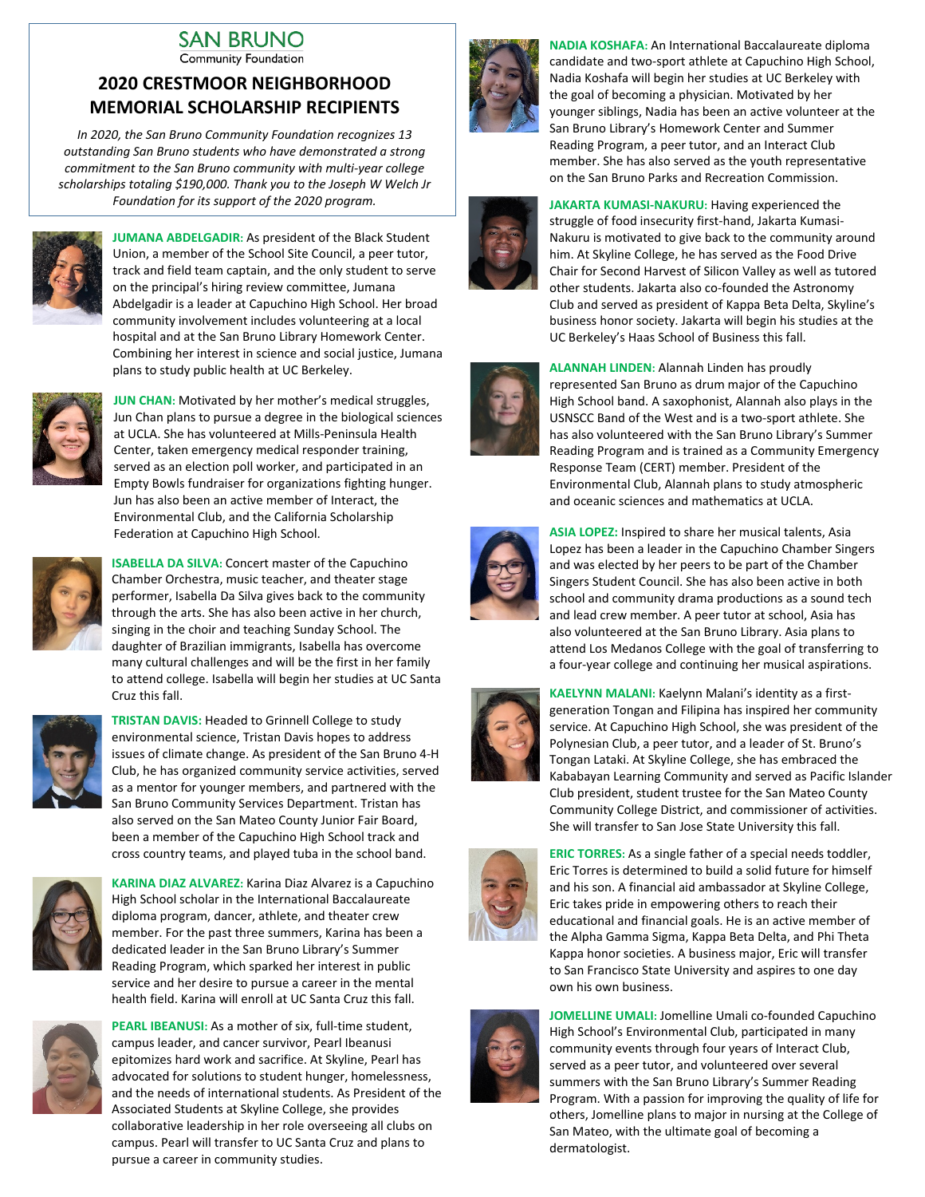**SAN BRUNO**
Community Foundation

# 2020 CRESTMOOR NEIGHBORHOOD MEMORIAL SCHOLARSHIP RECIPIENTS

*In 2020, the San Bruno Community Foundation recognizes 13 outstanding San Bruno students who have demonstrated a strong commitment to the San Bruno community with multi-year college scholarships totaling $190,000. Thank you to the Joseph W Welch Jr Foundation for its support of the 2020 program.*

**JUMANA ABDELGADIR:** As president of the Black Student Union, a member of the School Site Council, a peer tutor, track and field team captain, and the only student to serve on the principal's hiring review committee, Jumana Abdelgadir is a leader at Capuchino High School. Her broad community involvement includes volunteering at a local hospital and at the San Bruno Library Homework Center. Combining her interest in science and social justice, Jumana plans to study public health at UC Berkeley.

**JUN CHAN:** Motivated by her mother's medical struggles, Jun Chan plans to pursue a degree in the biological sciences at UCLA. She has volunteered at Mills-Peninsula Health Center, taken emergency medical responder training, served as an election poll worker, and participated in an Empty Bowls fundraiser for organizations fighting hunger. Jun has also been an active member of Interact, the Environmental Club, and the California Scholarship Federation at Capuchino High School.

**ISABELLA DA SILVA:** Concert master of the Capuchino Chamber Orchestra, music teacher, and theater stage performer, Isabella Da Silva gives back to the community through the arts. She has also been active in her church, singing in the choir and teaching Sunday School. The daughter of Brazilian immigrants, Isabella has overcome many cultural challenges and will be the first in her family to attend college. Isabella will begin her studies at UC Santa Cruz this fall.

**TRISTAN DAVIS:** Headed to Grinnell College to study environmental science, Tristan Davis hopes to address issues of climate change. As president of the San Bruno 4-H Club, he has organized community service activities, served as a mentor for younger members, and partnered with the San Bruno Community Services Department. Tristan has also served on the San Mateo County Junior Fair Board, been a member of the Capuchino High School track and cross country teams, and played tuba in the school band.

**KARINA DIAZ ALVAREZ:** Karina Diaz Alvarez is a Capuchino High School scholar in the International Baccalaureate diploma program, dancer, athlete, and theater crew member. For the past three summers, Karina has been a dedicated leader in the San Bruno Library's Summer Reading Program, which sparked her interest in public service and her desire to pursue a career in the mental health field. Karina will enroll at UC Santa Cruz this fall.

**PEARL IBEANUSI:** As a mother of six, full-time student, campus leader, and cancer survivor, Pearl Ibeanusi epitomizes hard work and sacrifice. At Skyline, Pearl has advocated for solutions to student hunger, homelessness, and the needs of international students. As President of the Associated Students at Skyline College, she provides collaborative leadership in her role overseeing all clubs on campus. Pearl will transfer to UC Santa Cruz and plans to pursue a career in community studies.

**NADIA KOSHAFA:** An International Baccalaureate diploma candidate and two-sport athlete at Capuchino High School, Nadia Koshafa will begin her studies at UC Berkeley with the goal of becoming a physician. Motivated by her younger siblings, Nadia has been an active volunteer at the San Bruno Library's Homework Center and Summer Reading Program, a peer tutor, and an Interact Club member. She has also served as the youth representative on the San Bruno Parks and Recreation Commission.

**JAKARTA KUMASI-NAKURU:** Having experienced the struggle of food insecurity first-hand, Jakarta Kumasi-Nakuru is motivated to give back to the community around him. At Skyline College, he has served as the Food Drive Chair for Second Harvest of Silicon Valley as well as tutored other students. Jakarta also co-founded the Astronomy Club and served as president of Kappa Beta Delta, Skyline's business honor society. Jakarta will begin his studies at the UC Berkeley's Haas School of Business this fall.

**ALANNAH LINDEN:** Alannah Linden has proudly represented San Bruno as drum major of the Capuchino High School band. A saxophonist, Alannah also plays in the USNSCC Band of the West and is a two-sport athlete. She has also volunteered with the San Bruno Library's Summer Reading Program and is trained as a Community Emergency Response Team (CERT) member. President of the Environmental Club, Alannah plans to study atmospheric and oceanic sciences and mathematics at UCLA.

**ASIA LOPEZ:** Inspired to share her musical talents, Asia Lopez has been a leader in the Capuchino Chamber Singers and was elected by her peers to be part of the Chamber Singers Student Council. She has also been active in both school and community drama productions as a sound tech and lead crew member. A peer tutor at school, Asia has also volunteered at the San Bruno Library. Asia plans to attend Los Medanos College with the goal of transferring to a four-year college and continuing her musical aspirations.

**KAELYNN MALANI:** Kaelynn Malani's identity as a first-generation Tongan and Filipina has inspired her community service. At Capuchino High School, she was president of the Polynesian Club, a peer tutor, and a leader of St. Bruno's Tongan Lataki. At Skyline College, she has embraced the Kababayan Learning Community and served as Pacific Islander Club president, student trustee for the San Mateo County Community College District, and commissioner of activities. She will transfer to San Jose State University this fall.

**ERIC TORRES:** As a single father of a special needs toddler, Eric Torres is determined to build a solid future for himself and his son. A financial aid ambassador at Skyline College, Eric takes pride in empowering others to reach their educational and financial goals. He is an active member of the Alpha Gamma Sigma, Kappa Beta Delta, and Phi Theta Kappa honor societies. A business major, Eric will transfer to San Francisco State University and aspires to one day own his own business.

**JOMELLINE UMALI:** Jomelline Umali co-founded Capuchino High School's Environmental Club, participated in many community events through four years of Interact Club, served as a peer tutor, and volunteered over several summers with the San Bruno Library's Summer Reading Program. With a passion for improving the quality of life for others, Jomelline plans to major in nursing at the College of San Mateo, with the ultimate goal of becoming a dermatologist.